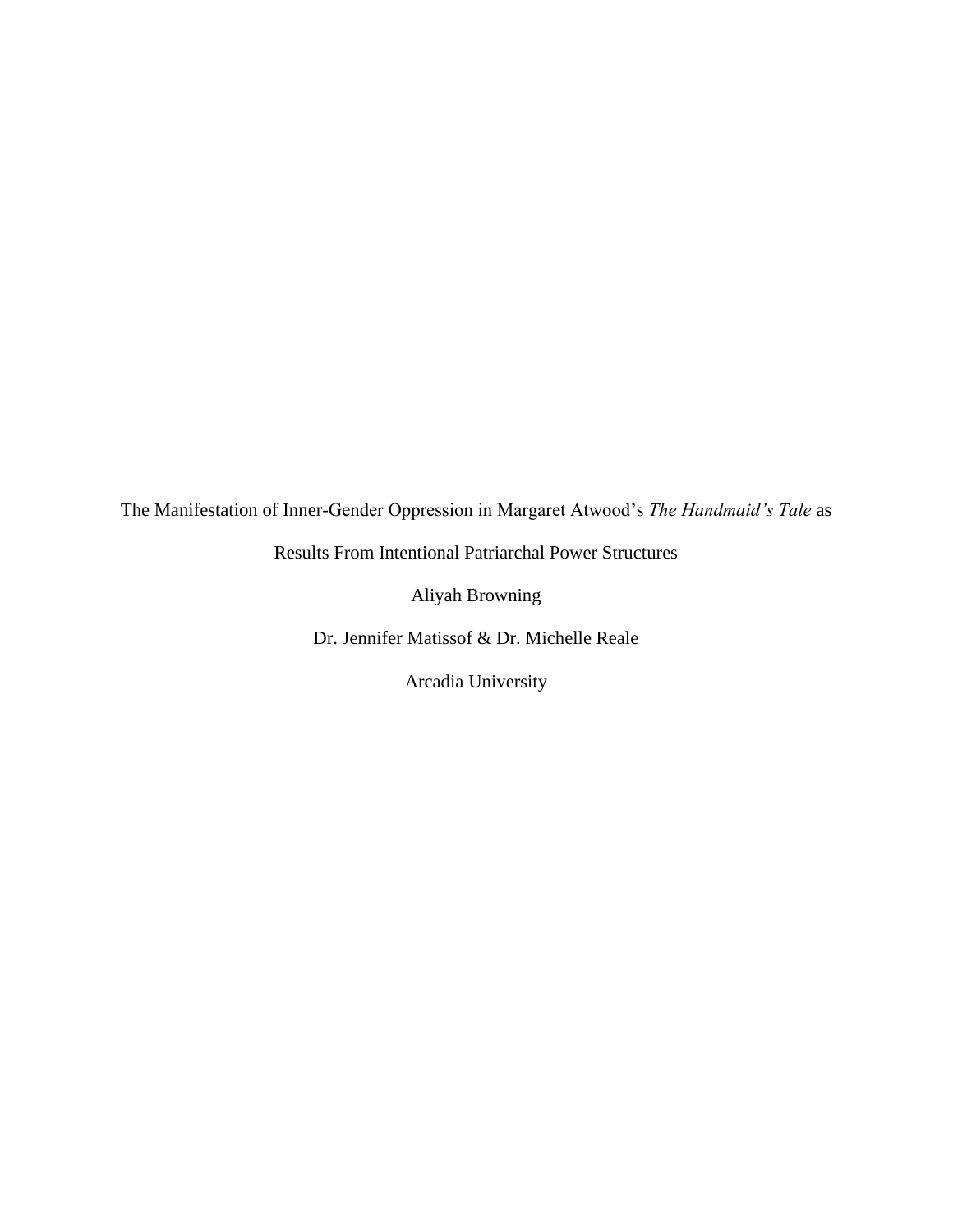# The Manifestation of Inner-Gender Oppression in Margaret Atwood's *The Handmaid's Tale* as Results From Intentional Patriarchal Power Structures

Aliyah Browning

Dr. Jennifer Matissof & Dr. Michelle Reale

Arcadia University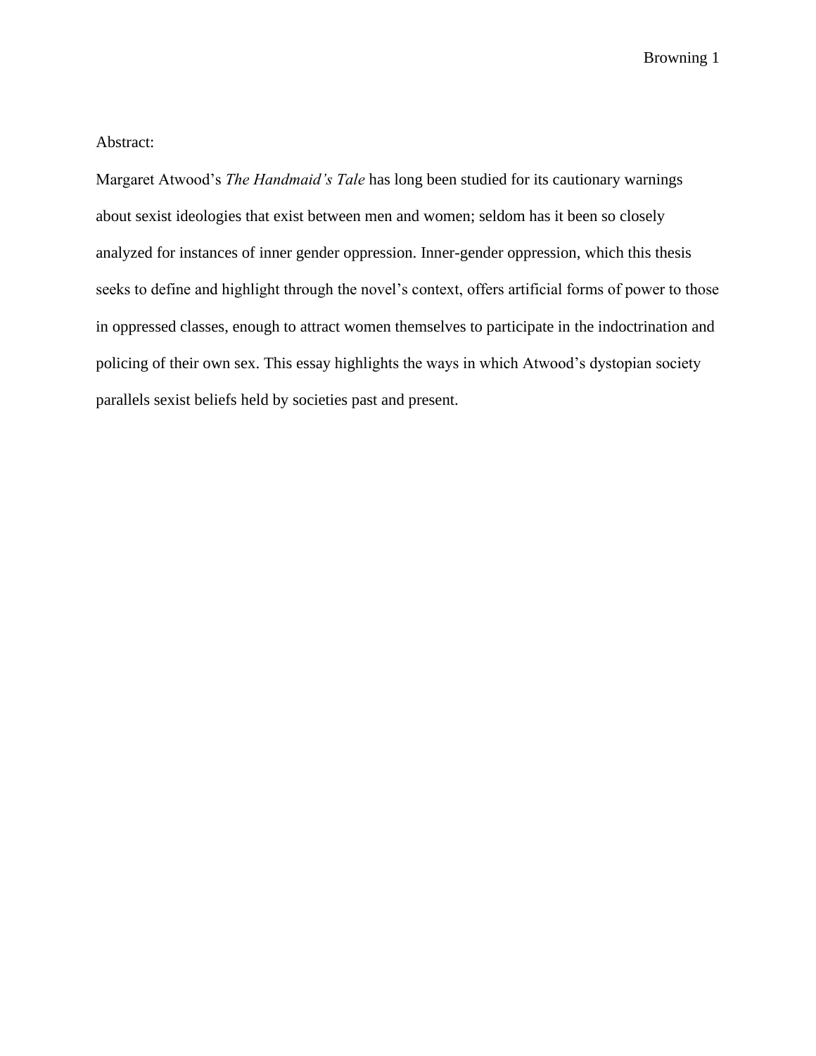Abstract:

Margaret Atwood's *The Handmaid's Tale* has long been studied for its cautionary warnings about sexist ideologies that exist between men and women; seldom has it been so closely analyzed for instances of inner gender oppression. Inner-gender oppression, which this thesis seeks to define and highlight through the novel's context, offers artificial forms of power to those in oppressed classes, enough to attract women themselves to participate in the indoctrination and policing of their own sex. This essay highlights the ways in which Atwood's dystopian society parallels sexist beliefs held by societies past and present.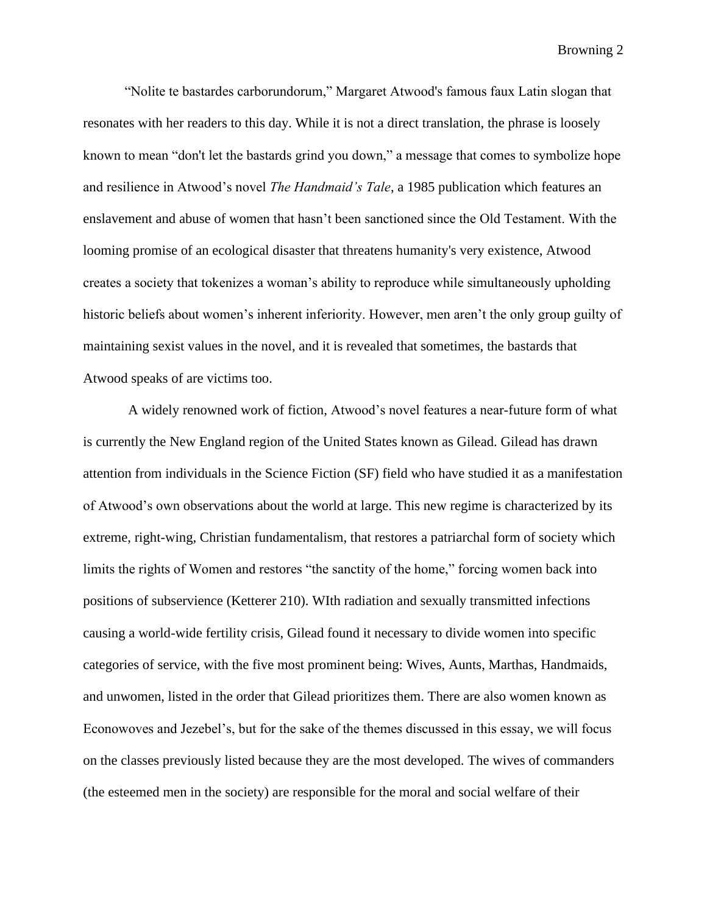"Nolite te bastardes carborundorum," Margaret Atwood's famous faux Latin slogan that resonates with her readers to this day. While it is not a direct translation, the phrase is loosely known to mean "don't let the bastards grind you down," a message that comes to symbolize hope and resilience in Atwood's novel *The Handmaid's Tale*, a 1985 publication which features an enslavement and abuse of women that hasn't been sanctioned since the Old Testament. With the looming promise of an ecological disaster that threatens humanity's very existence, Atwood creates a society that tokenizes a woman's ability to reproduce while simultaneously upholding historic beliefs about women's inherent inferiority. However, men aren't the only group guilty of maintaining sexist values in the novel, and it is revealed that sometimes, the bastards that Atwood speaks of are victims too.

A widely renowned work of fiction, Atwood's novel features a near-future form of what is currently the New England region of the United States known as Gilead. Gilead has drawn attention from individuals in the Science Fiction (SF) field who have studied it as a manifestation of Atwood's own observations about the world at large. This new regime is characterized by its extreme, right-wing, Christian fundamentalism, that restores a patriarchal form of society which limits the rights of Women and restores "the sanctity of the home," forcing women back into positions of subservience (Ketterer 210). WIth radiation and sexually transmitted infections causing a world-wide fertility crisis, Gilead found it necessary to divide women into specific categories of service, with the five most prominent being: Wives, Aunts, Marthas, Handmaids, and unwomen, listed in the order that Gilead prioritizes them. There are also women known as Econowoves and Jezebel's, but for the sake of the themes discussed in this essay, we will focus on the classes previously listed because they are the most developed. The wives of commanders (the esteemed men in the society) are responsible for the moral and social welfare of their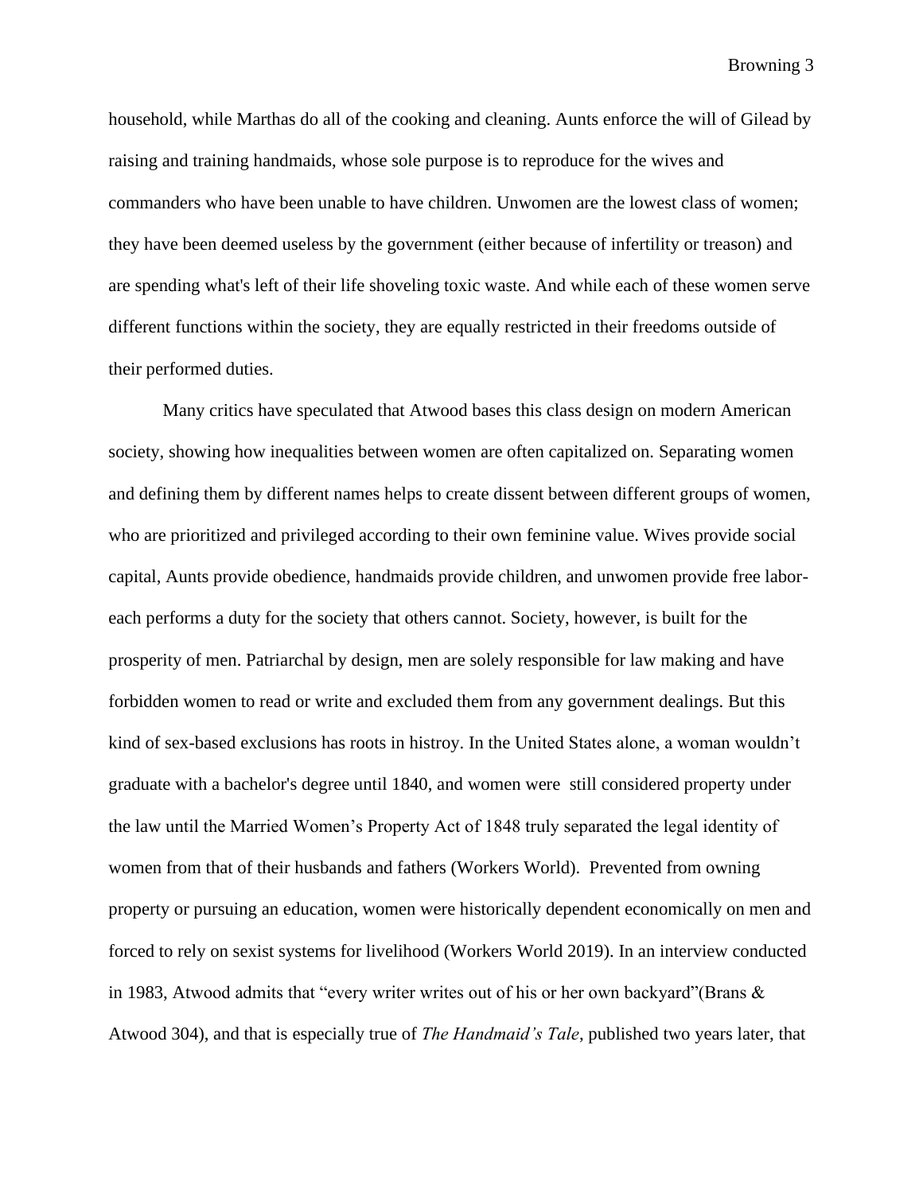household, while Marthas do all of the cooking and cleaning. Aunts enforce the will of Gilead by raising and training handmaids, whose sole purpose is to reproduce for the wives and commanders who have been unable to have children. Unwomen are the lowest class of women; they have been deemed useless by the government (either because of infertility or treason) and are spending what's left of their life shoveling toxic waste. And while each of these women serve different functions within the society, they are equally restricted in their freedoms outside of their performed duties.

Many critics have speculated that Atwood bases this class design on modern American society, showing how inequalities between women are often capitalized on. Separating women and defining them by different names helps to create dissent between different groups of women, who are prioritized and privileged according to their own feminine value. Wives provide social capital, Aunts provide obedience, handmaids provide children, and unwomen provide free labor- each performs a duty for the society that others cannot. Society, however, is built for the prosperity of men. Patriarchal by design, men are solely responsible for law making and have forbidden women to read or write and excluded them from any government dealings. But this kind of sex-based exclusions has roots in histroy. In the United States alone, a woman wouldn't graduate with a bachelor's degree until 1840, and women were still considered property under the law until the Married Women's Property Act of 1848 truly separated the legal identity of women from that of their husbands and fathers (Workers World). Prevented from owning property or pursuing an education, women were historically dependent economically on men and forced to rely on sexist systems for livelihood (Workers World 2019). In an interview conducted in 1983, Atwood admits that "every writer writes out of his or her own backyard"(Brans & Atwood 304), and that is especially true of *The Handmaid's Tale*, published two years later, that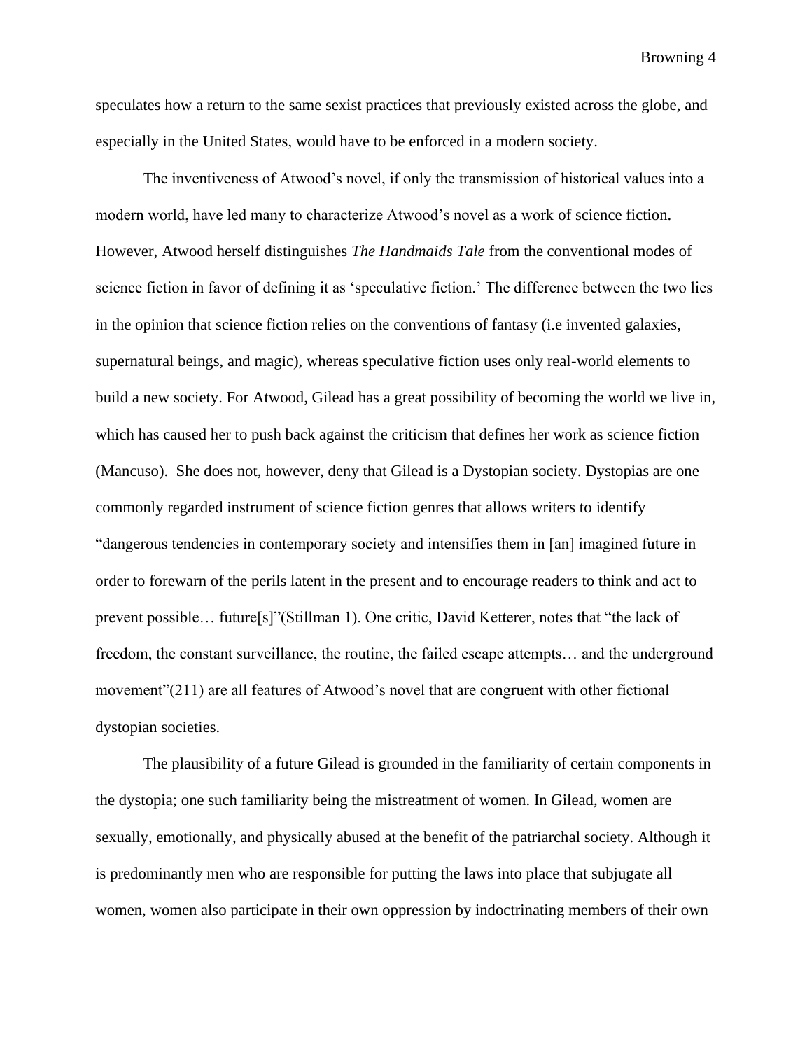speculates how a return to the same sexist practices that previously existed across the globe, and especially in the United States, would have to be enforced in a modern society.

The inventiveness of Atwood's novel, if only the transmission of historical values into a modern world, have led many to characterize Atwood's novel as a work of science fiction. However, Atwood herself distinguishes *The Handmaids Tale* from the conventional modes of science fiction in favor of defining it as 'speculative fiction.' The difference between the two lies in the opinion that science fiction relies on the conventions of fantasy (i.e invented galaxies, supernatural beings, and magic), whereas speculative fiction uses only real-world elements to build a new society. For Atwood, Gilead has a great possibility of becoming the world we live in, which has caused her to push back against the criticism that defines her work as science fiction (Mancuso). She does not, however, deny that Gilead is a Dystopian society. Dystopias are one commonly regarded instrument of science fiction genres that allows writers to identify "dangerous tendencies in contemporary society and intensifies them in [an] imagined future in order to forewarn of the perils latent in the present and to encourage readers to think and act to prevent possible… future[s]"(Stillman 1). One critic, David Ketterer, notes that "the lack of freedom, the constant surveillance, the routine, the failed escape attempts… and the underground movement"(211) are all features of Atwood's novel that are congruent with other fictional dystopian societies.

The plausibility of a future Gilead is grounded in the familiarity of certain components in the dystopia; one such familiarity being the mistreatment of women. In Gilead, women are sexually, emotionally, and physically abused at the benefit of the patriarchal society. Although it is predominantly men who are responsible for putting the laws into place that subjugate all women, women also participate in their own oppression by indoctrinating members of their own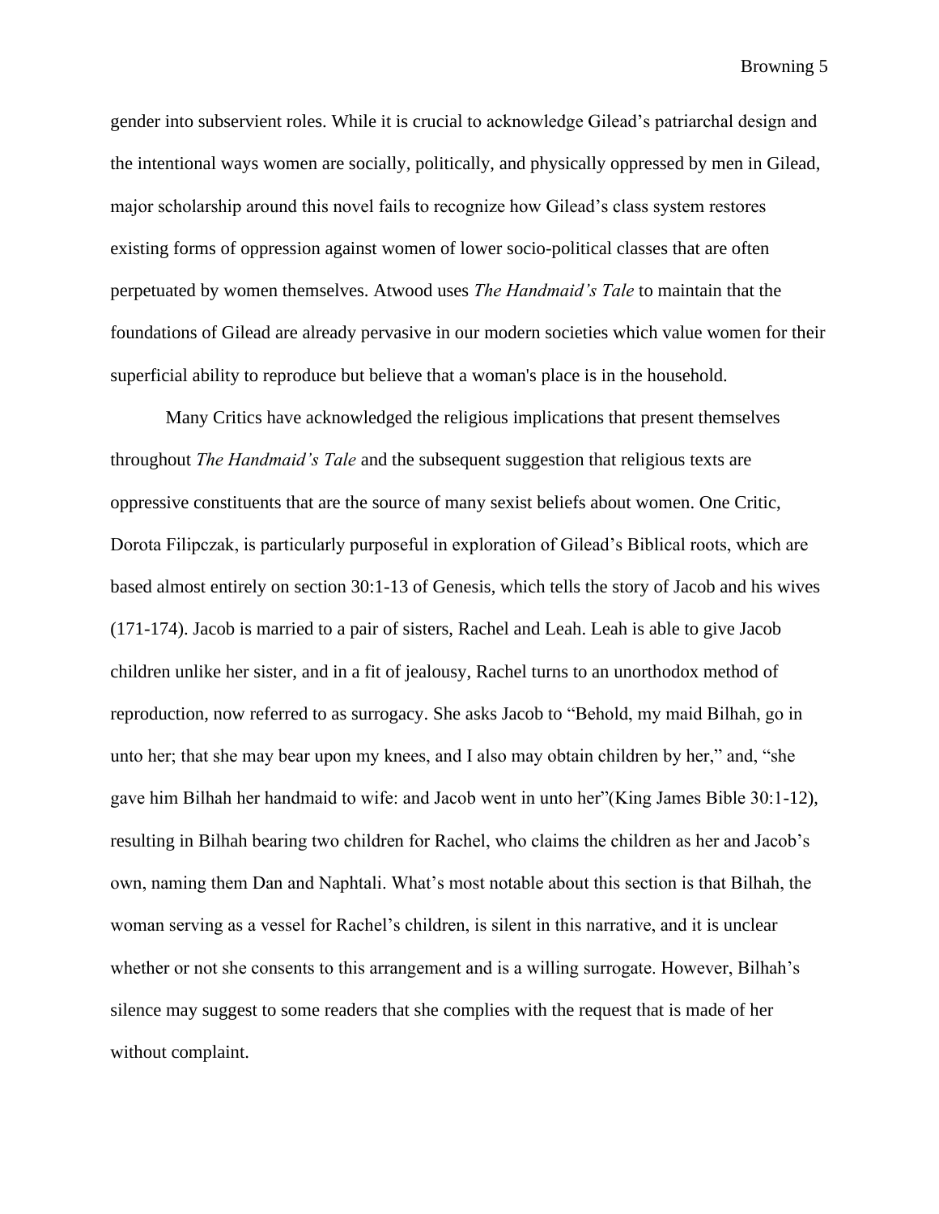gender into subservient roles. While it is crucial to acknowledge Gilead's patriarchal design and the intentional ways women are socially, politically, and physically oppressed by men in Gilead, major scholarship around this novel fails to recognize how Gilead's class system restores existing forms of oppression against women of lower socio-political classes that are often perpetuated by women themselves. Atwood uses *The Handmaid's Tale* to maintain that the foundations of Gilead are already pervasive in our modern societies which value women for their superficial ability to reproduce but believe that a woman's place is in the household.

Many Critics have acknowledged the religious implications that present themselves throughout *The Handmaid's Tale* and the subsequent suggestion that religious texts are oppressive constituents that are the source of many sexist beliefs about women. One Critic, Dorota Filipczak, is particularly purposeful in exploration of Gilead's Biblical roots, which are based almost entirely on section 30:1-13 of Genesis, which tells the story of Jacob and his wives (171-174). Jacob is married to a pair of sisters, Rachel and Leah. Leah is able to give Jacob children unlike her sister, and in a fit of jealousy, Rachel turns to an unorthodox method of reproduction, now referred to as surrogacy. She asks Jacob to "Behold, my maid Bilhah, go in unto her; that she may bear upon my knees, and I also may obtain children by her," and, "she gave him Bilhah her handmaid to wife: and Jacob went in unto her"(King James Bible 30:1-12), resulting in Bilhah bearing two children for Rachel, who claims the children as her and Jacob's own, naming them Dan and Naphtali. What's most notable about this section is that Bilhah, the woman serving as a vessel for Rachel's children, is silent in this narrative, and it is unclear whether or not she consents to this arrangement and is a willing surrogate. However, Bilhah's silence may suggest to some readers that she complies with the request that is made of her without complaint.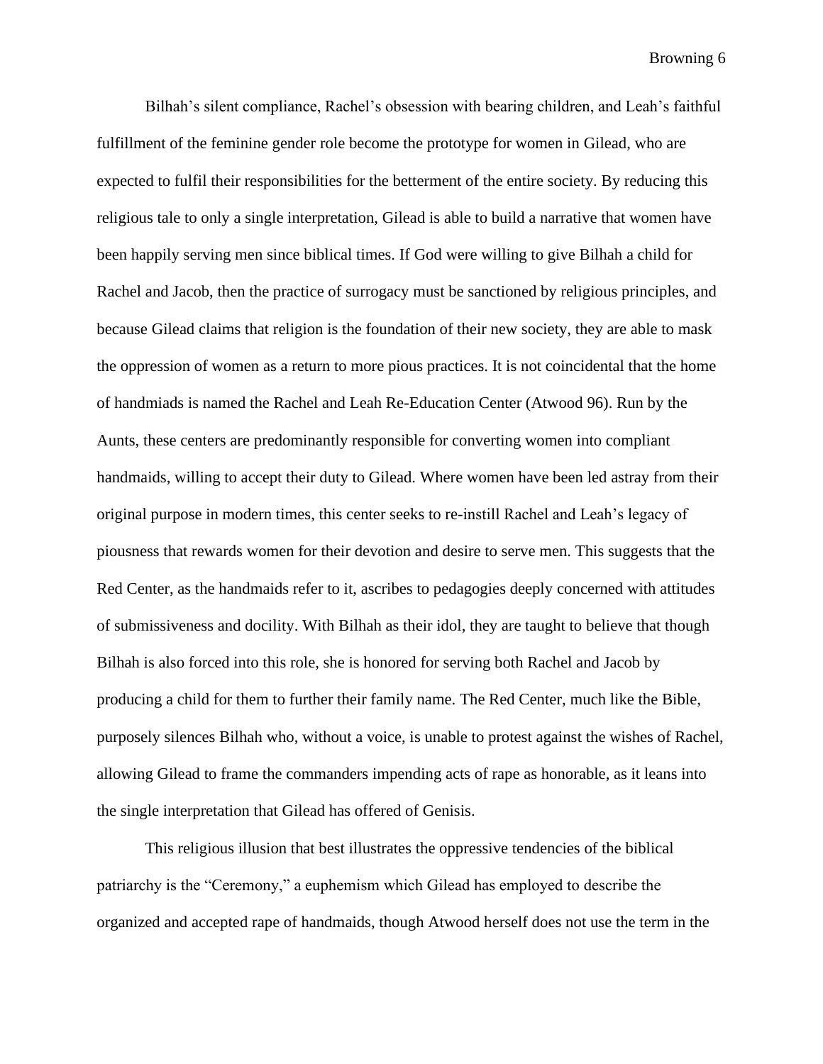Bilhah's silent compliance, Rachel's obsession with bearing children, and Leah's faithful fulfillment of the feminine gender role become the prototype for women in Gilead, who are expected to fulfil their responsibilities for the betterment of the entire society. By reducing this religious tale to only a single interpretation, Gilead is able to build a narrative that women have been happily serving men since biblical times. If God were willing to give Bilhah a child for Rachel and Jacob, then the practice of surrogacy must be sanctioned by religious principles, and because Gilead claims that religion is the foundation of their new society, they are able to mask the oppression of women as a return to more pious practices. It is not coincidental that the home of handmiads is named the Rachel and Leah Re-Education Center (Atwood 96). Run by the Aunts, these centers are predominantly responsible for converting women into compliant handmaids, willing to accept their duty to Gilead. Where women have been led astray from their original purpose in modern times, this center seeks to re-instill Rachel and Leah's legacy of piousness that rewards women for their devotion and desire to serve men. This suggests that the Red Center, as the handmaids refer to it, ascribes to pedagogies deeply concerned with attitudes of submissiveness and docility. With Bilhah as their idol, they are taught to believe that though Bilhah is also forced into this role, she is honored for serving both Rachel and Jacob by producing a child for them to further their family name. The Red Center, much like the Bible, purposely silences Bilhah who, without a voice, is unable to protest against the wishes of Rachel, allowing Gilead to frame the commanders impending acts of rape as honorable, as it leans into the single interpretation that Gilead has offered of Genisis.

This religious illusion that best illustrates the oppressive tendencies of the biblical patriarchy is the "Ceremony," a euphemism which Gilead has employed to describe the organized and accepted rape of handmaids, though Atwood herself does not use the term in the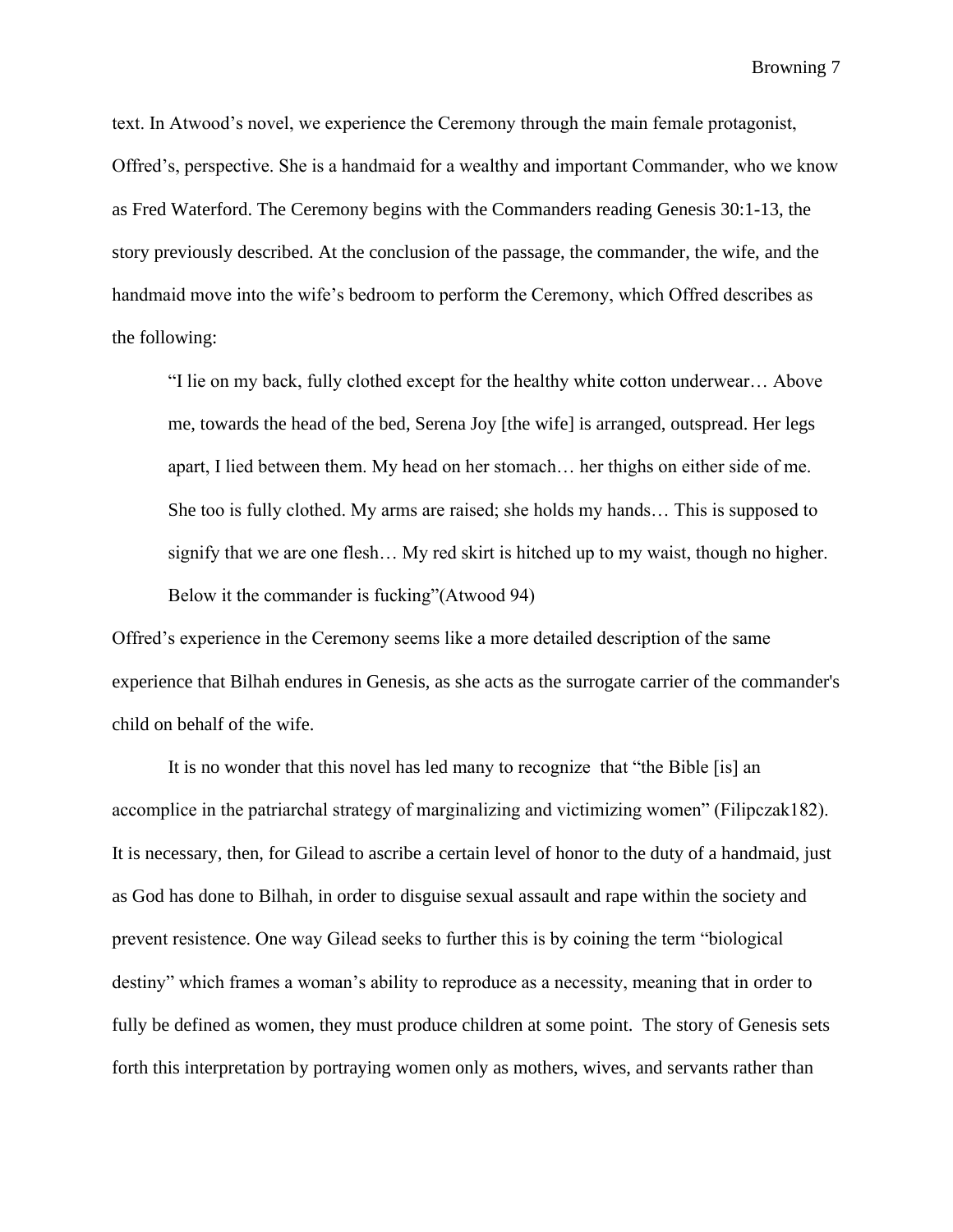text. In Atwood's novel, we experience the Ceremony through the main female protagonist, Offred's, perspective. She is a handmaid for a wealthy and important Commander, who we know as Fred Waterford. The Ceremony begins with the Commanders reading Genesis 30:1-13, the story previously described. At the conclusion of the passage, the commander, the wife, and the handmaid move into the wife's bedroom to perform the Ceremony, which Offred describes as the following:

> "I lie on my back, fully clothed except for the healthy white cotton underwear… Above me, towards the head of the bed, Serena Joy [the wife] is arranged, outspread. Her legs apart, I lied between them. My head on her stomach… her thighs on either side of me. She too is fully clothed. My arms are raised; she holds my hands… This is supposed to signify that we are one flesh… My red skirt is hitched up to my waist, though no higher. Below it the commander is fucking"(Atwood 94)

Offred's experience in the Ceremony seems like a more detailed description of the same experience that Bilhah endures in Genesis, as she acts as the surrogate carrier of the commander's child on behalf of the wife.

It is no wonder that this novel has led many to recognize that "the Bible [is] an accomplice in the patriarchal strategy of marginalizing and victimizing women" (Filipczak182). It is necessary, then, for Gilead to ascribe a certain level of honor to the duty of a handmaid, just as God has done to Bilhah, in order to disguise sexual assault and rape within the society and prevent resistence. One way Gilead seeks to further this is by coining the term "biological destiny" which frames a woman's ability to reproduce as a necessity, meaning that in order to fully be defined as women, they must produce children at some point. The story of Genesis sets forth this interpretation by portraying women only as mothers, wives, and servants rather than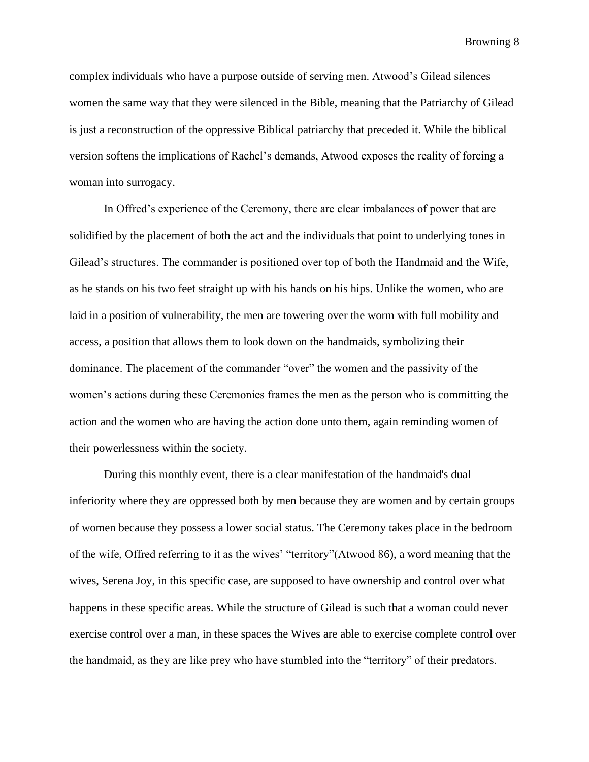complex individuals who have a purpose outside of serving men. Atwood's Gilead silences women the same way that they were silenced in the Bible, meaning that the Patriarchy of Gilead is just a reconstruction of the oppressive Biblical patriarchy that preceded it. While the biblical version softens the implications of Rachel's demands, Atwood exposes the reality of forcing a woman into surrogacy.

In Offred's experience of the Ceremony, there are clear imbalances of power that are solidified by the placement of both the act and the individuals that point to underlying tones in Gilead's structures. The commander is positioned over top of both the Handmaid and the Wife, as he stands on his two feet straight up with his hands on his hips. Unlike the women, who are laid in a position of vulnerability, the men are towering over the worm with full mobility and access, a position that allows them to look down on the handmaids, symbolizing their dominance. The placement of the commander "over" the women and the passivity of the women's actions during these Ceremonies frames the men as the person who is committing the action and the women who are having the action done unto them, again reminding women of their powerlessness within the society.

During this monthly event, there is a clear manifestation of the handmaid's dual inferiority where they are oppressed both by men because they are women and by certain groups of women because they possess a lower social status. The Ceremony takes place in the bedroom of the wife, Offred referring to it as the wives' "territory"(Atwood 86), a word meaning that the wives, Serena Joy, in this specific case, are supposed to have ownership and control over what happens in these specific areas. While the structure of Gilead is such that a woman could never exercise control over a man, in these spaces the Wives are able to exercise complete control over the handmaid, as they are like prey who have stumbled into the "territory" of their predators.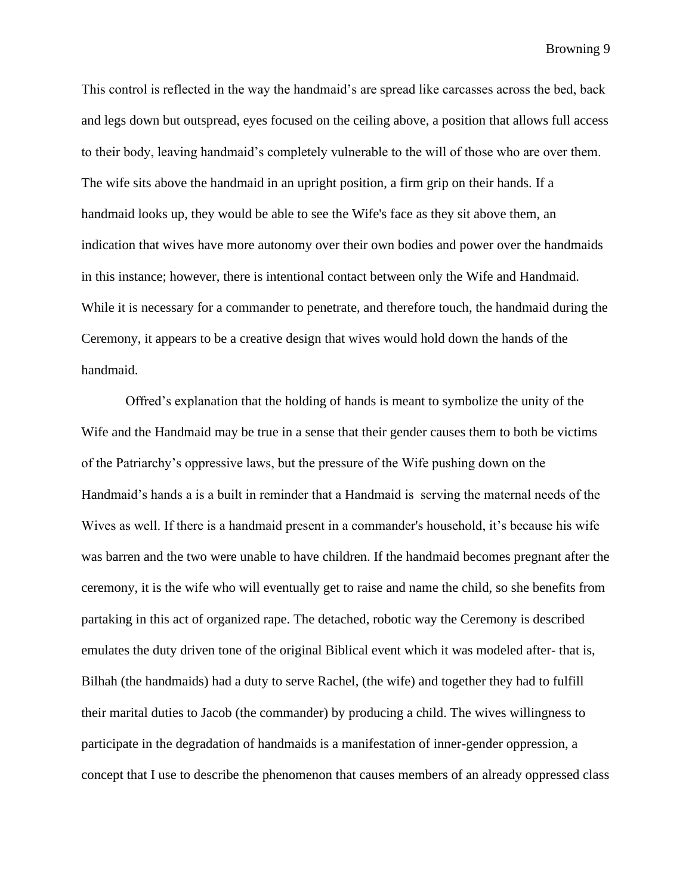This control is reflected in the way the handmaid's are spread like carcasses across the bed, back and legs down but outspread, eyes focused on the ceiling above, a position that allows full access to their body, leaving handmaid's completely vulnerable to the will of those who are over them. The wife sits above the handmaid in an upright position, a firm grip on their hands. If a handmaid looks up, they would be able to see the Wife's face as they sit above them, an indication that wives have more autonomy over their own bodies and power over the handmaids in this instance; however, there is intentional contact between only the Wife and Handmaid. While it is necessary for a commander to penetrate, and therefore touch, the handmaid during the Ceremony, it appears to be a creative design that wives would hold down the hands of the handmaid.

Offred's explanation that the holding of hands is meant to symbolize the unity of the Wife and the Handmaid may be true in a sense that their gender causes them to both be victims of the Patriarchy's oppressive laws, but the pressure of the Wife pushing down on the Handmaid's hands a is a built in reminder that a Handmaid is serving the maternal needs of the Wives as well. If there is a handmaid present in a commander's household, it's because his wife was barren and the two were unable to have children. If the handmaid becomes pregnant after the ceremony, it is the wife who will eventually get to raise and name the child, so she benefits from partaking in this act of organized rape. The detached, robotic way the Ceremony is described emulates the duty driven tone of the original Biblical event which it was modeled after- that is, Bilhah (the handmaids) had a duty to serve Rachel, (the wife) and together they had to fulfill their marital duties to Jacob (the commander) by producing a child. The wives willingness to participate in the degradation of handmaids is a manifestation of inner-gender oppression, a concept that I use to describe the phenomenon that causes members of an already oppressed class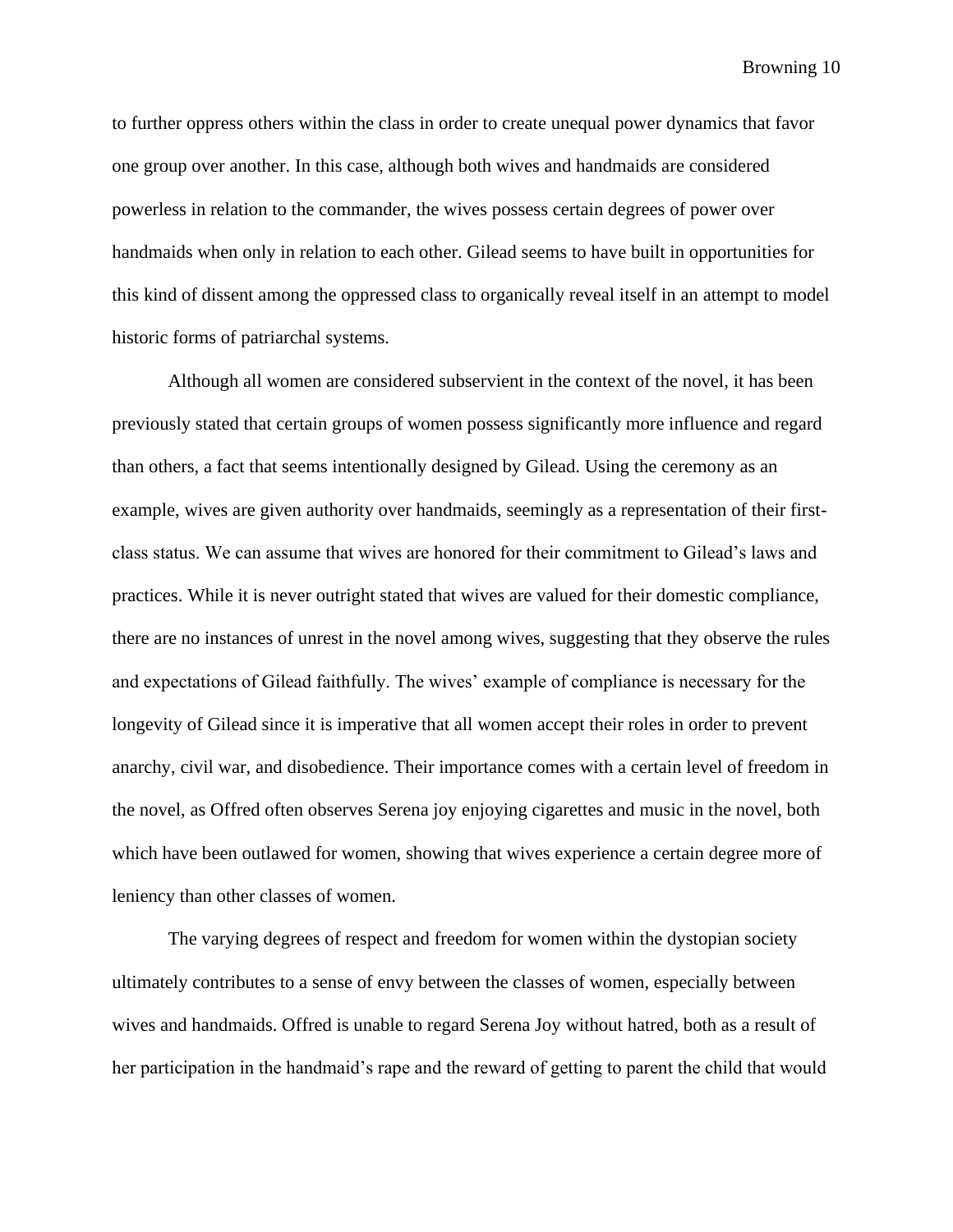to further oppress others within the class in order to create unequal power dynamics that favor one group over another. In this case, although both wives and handmaids are considered powerless in relation to the commander, the wives possess certain degrees of power over handmaids when only in relation to each other. Gilead seems to have built in opportunities for this kind of dissent among the oppressed class to organically reveal itself in an attempt to model historic forms of patriarchal systems.

Although all women are considered subservient in the context of the novel, it has been previously stated that certain groups of women possess significantly more influence and regard than others, a fact that seems intentionally designed by Gilead. Using the ceremony as an example, wives are given authority over handmaids, seemingly as a representation of their first-class status. We can assume that wives are honored for their commitment to Gilead's laws and practices. While it is never outright stated that wives are valued for their domestic compliance, there are no instances of unrest in the novel among wives, suggesting that they observe the rules and expectations of Gilead faithfully. The wives' example of compliance is necessary for the longevity of Gilead since it is imperative that all women accept their roles in order to prevent anarchy, civil war, and disobedience. Their importance comes with a certain level of freedom in the novel, as Offred often observes Serena joy enjoying cigarettes and music in the novel, both which have been outlawed for women, showing that wives experience a certain degree more of leniency than other classes of women.

The varying degrees of respect and freedom for women within the dystopian society ultimately contributes to a sense of envy between the classes of women, especially between wives and handmaids. Offred is unable to regard Serena Joy without hatred, both as a result of her participation in the handmaid's rape and the reward of getting to parent the child that would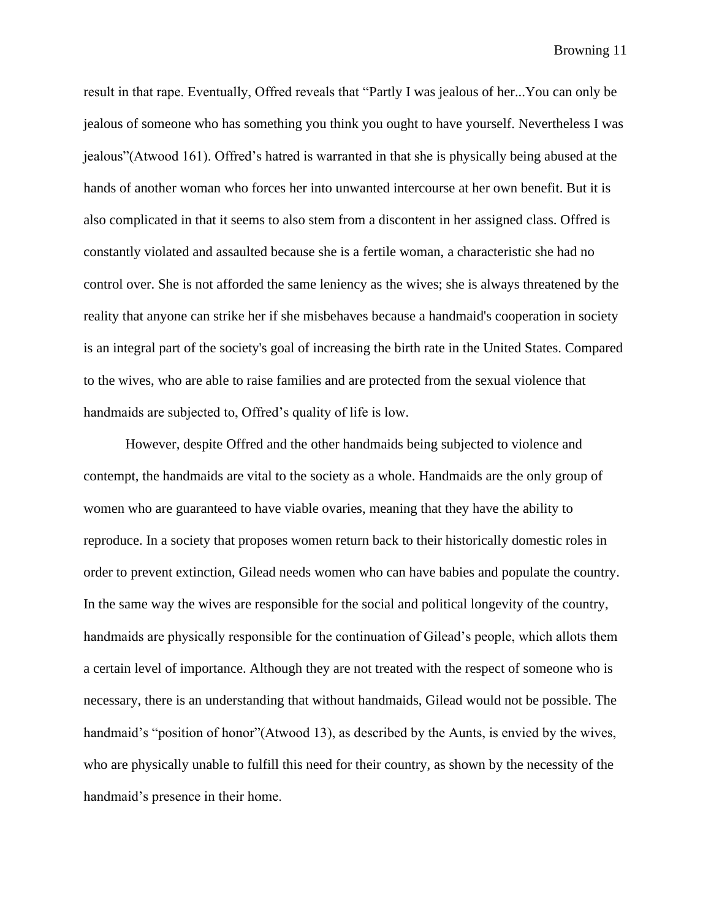result in that rape. Eventually, Offred reveals that "Partly I was jealous of her...You can only be jealous of someone who has something you think you ought to have yourself. Nevertheless I was jealous"(Atwood 161). Offred's hatred is warranted in that she is physically being abused at the hands of another woman who forces her into unwanted intercourse at her own benefit. But it is also complicated in that it seems to also stem from a discontent in her assigned class. Offred is constantly violated and assaulted because she is a fertile woman, a characteristic she had no control over. She is not afforded the same leniency as the wives; she is always threatened by the reality that anyone can strike her if she misbehaves because a handmaid's cooperation in society is an integral part of the society's goal of increasing the birth rate in the United States. Compared to the wives, who are able to raise families and are protected from the sexual violence that handmaids are subjected to, Offred's quality of life is low.

However, despite Offred and the other handmaids being subjected to violence and contempt, the handmaids are vital to the society as a whole. Handmaids are the only group of women who are guaranteed to have viable ovaries, meaning that they have the ability to reproduce. In a society that proposes women return back to their historically domestic roles in order to prevent extinction, Gilead needs women who can have babies and populate the country. In the same way the wives are responsible for the social and political longevity of the country, handmaids are physically responsible for the continuation of Gilead's people, which allots them a certain level of importance. Although they are not treated with the respect of someone who is necessary, there is an understanding that without handmaids, Gilead would not be possible. The handmaid's "position of honor"(Atwood 13), as described by the Aunts, is envied by the wives, who are physically unable to fulfill this need for their country, as shown by the necessity of the handmaid's presence in their home.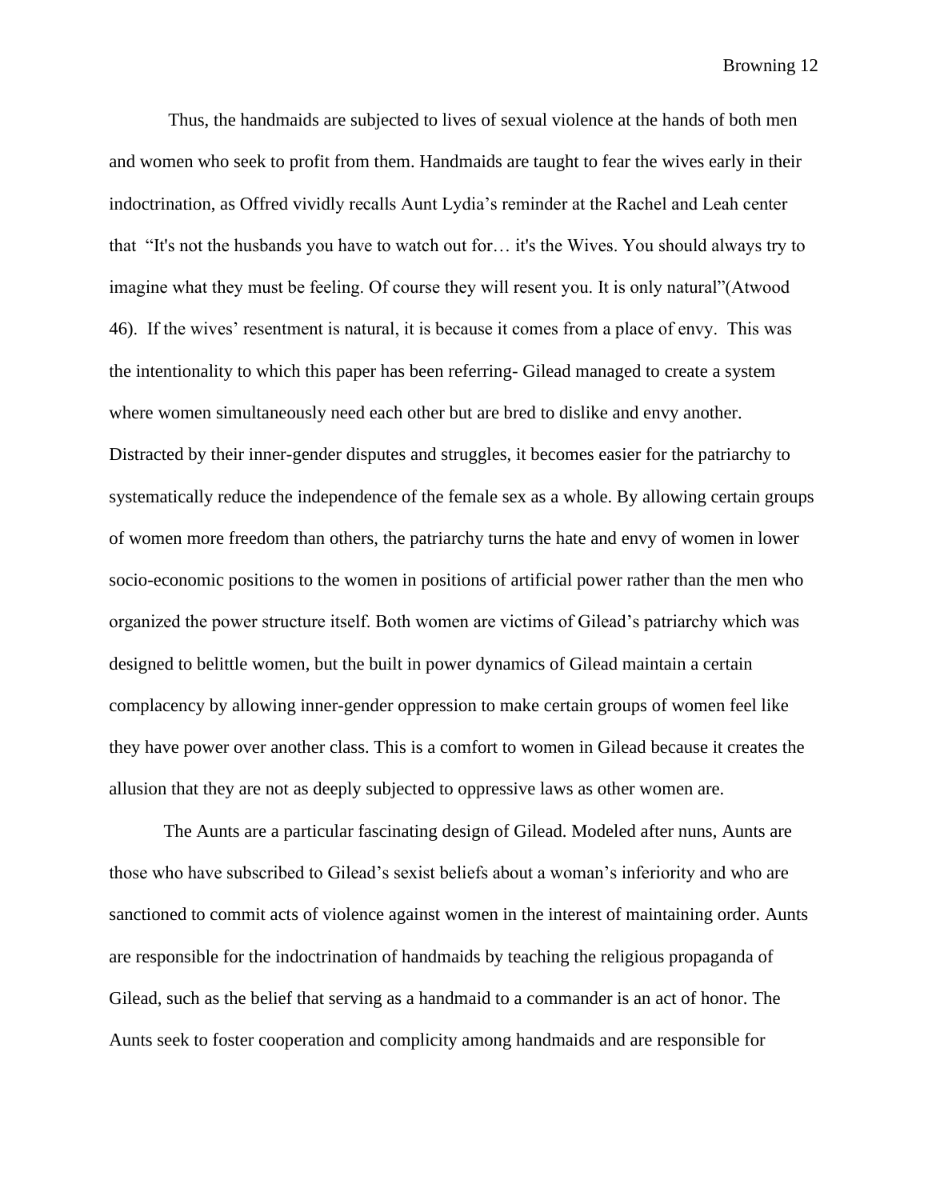Thus, the handmaids are subjected to lives of sexual violence at the hands of both men and women who seek to profit from them. Handmaids are taught to fear the wives early in their indoctrination, as Offred vividly recalls Aunt Lydia's reminder at the Rachel and Leah center that "It's not the husbands you have to watch out for… it's the Wives. You should always try to imagine what they must be feeling. Of course they will resent you. It is only natural"(Atwood 46). If the wives' resentment is natural, it is because it comes from a place of envy. This was the intentionality to which this paper has been referring- Gilead managed to create a system where women simultaneously need each other but are bred to dislike and envy another. Distracted by their inner-gender disputes and struggles, it becomes easier for the patriarchy to systematically reduce the independence of the female sex as a whole. By allowing certain groups of women more freedom than others, the patriarchy turns the hate and envy of women in lower socio-economic positions to the women in positions of artificial power rather than the men who organized the power structure itself. Both women are victims of Gilead's patriarchy which was designed to belittle women, but the built in power dynamics of Gilead maintain a certain complacency by allowing inner-gender oppression to make certain groups of women feel like they have power over another class. This is a comfort to women in Gilead because it creates the allusion that they are not as deeply subjected to oppressive laws as other women are.

The Aunts are a particular fascinating design of Gilead. Modeled after nuns, Aunts are those who have subscribed to Gilead's sexist beliefs about a woman's inferiority and who are sanctioned to commit acts of violence against women in the interest of maintaining order. Aunts are responsible for the indoctrination of handmaids by teaching the religious propaganda of Gilead, such as the belief that serving as a handmaid to a commander is an act of honor. The Aunts seek to foster cooperation and complicity among handmaids and are responsible for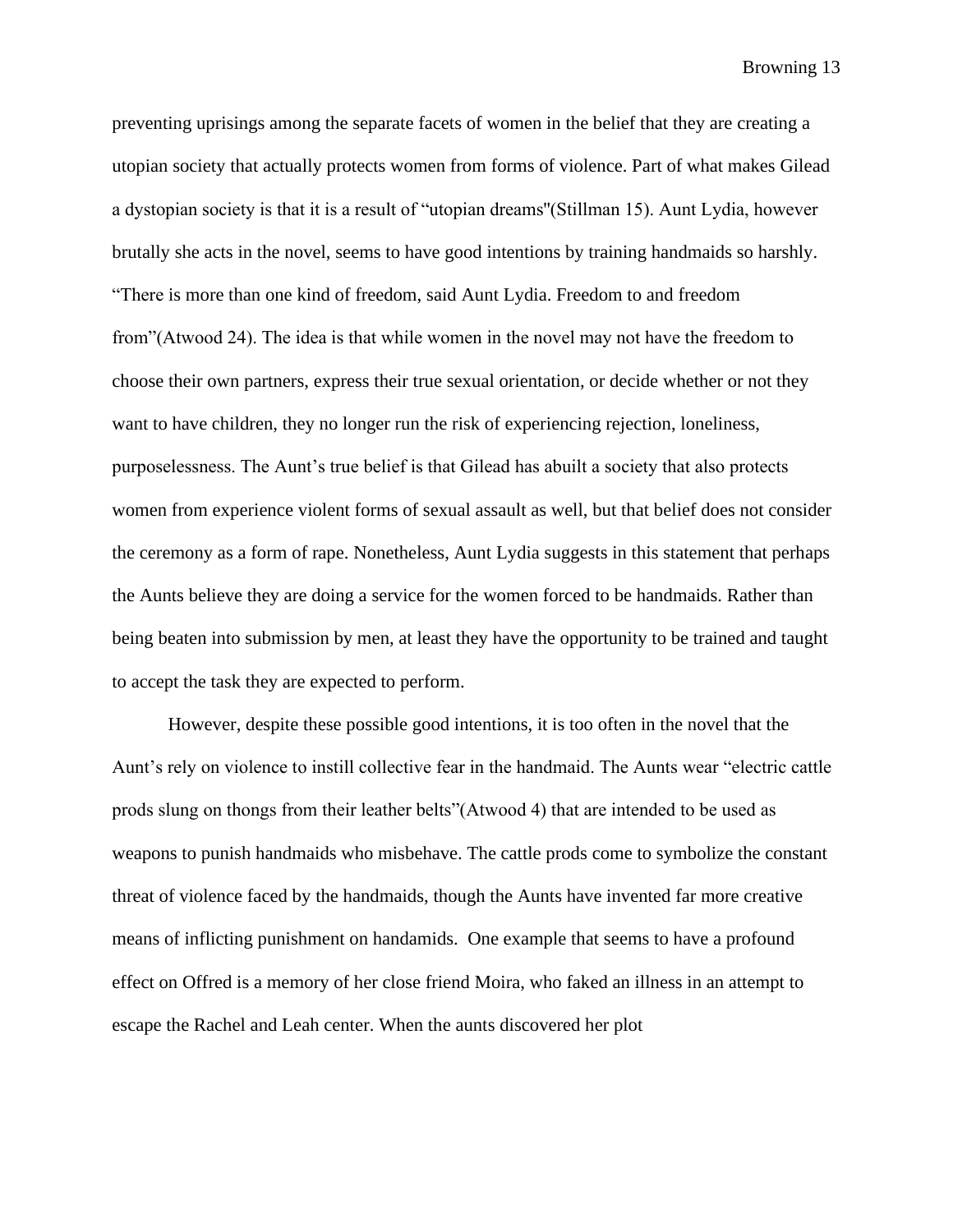preventing uprisings among the separate facets of women in the belief that they are creating a utopian society that actually protects women from forms of violence. Part of what makes Gilead a dystopian society is that it is a result of "utopian dreams"(Stillman 15). Aunt Lydia, however brutally she acts in the novel, seems to have good intentions by training handmaids so harshly. "There is more than one kind of freedom, said Aunt Lydia. Freedom to and freedom from"(Atwood 24). The idea is that while women in the novel may not have the freedom to choose their own partners, express their true sexual orientation, or decide whether or not they want to have children, they no longer run the risk of experiencing rejection, loneliness, purposelessness. The Aunt's true belief is that Gilead has abuilt a society that also protects women from experience violent forms of sexual assault as well, but that belief does not consider the ceremony as a form of rape. Nonetheless, Aunt Lydia suggests in this statement that perhaps the Aunts believe they are doing a service for the women forced to be handmaids. Rather than being beaten into submission by men, at least they have the opportunity to be trained and taught to accept the task they are expected to perform.

However, despite these possible good intentions, it is too often in the novel that the Aunt's rely on violence to instill collective fear in the handmaid. The Aunts wear "electric cattle prods slung on thongs from their leather belts"(Atwood 4) that are intended to be used as weapons to punish handmaids who misbehave. The cattle prods come to symbolize the constant threat of violence faced by the handmaids, though the Aunts have invented far more creative means of inflicting punishment on handamids. One example that seems to have a profound effect on Offred is a memory of her close friend Moira, who faked an illness in an attempt to escape the Rachel and Leah center. When the aunts discovered her plot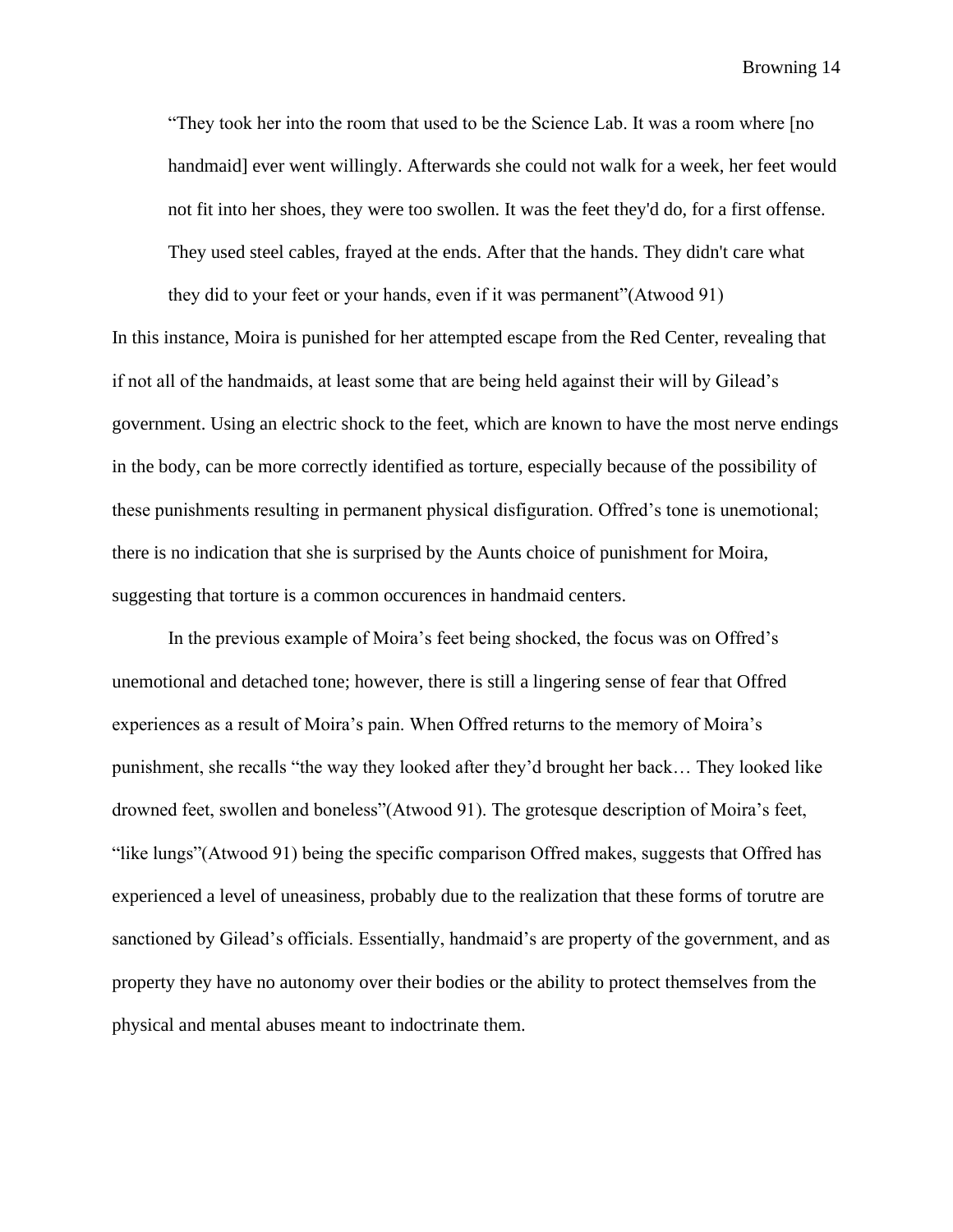> "They took her into the room that used to be the Science Lab. It was a room where [no handmaid] ever went willingly. Afterwards she could not walk for a week, her feet would not fit into her shoes, they were too swollen. It was the feet they'd do, for a first offense. They used steel cables, frayed at the ends. After that the hands. They didn't care what they did to your feet or your hands, even if it was permanent"(Atwood 91)

In this instance, Moira is punished for her attempted escape from the Red Center, revealing that if not all of the handmaids, at least some that are being held against their will by Gilead's government. Using an electric shock to the feet, which are known to have the most nerve endings in the body, can be more correctly identified as torture, especially because of the possibility of these punishments resulting in permanent physical disfiguration. Offred's tone is unemotional; there is no indication that she is surprised by the Aunts choice of punishment for Moira, suggesting that torture is a common occurences in handmaid centers.

In the previous example of Moira's feet being shocked, the focus was on Offred's unemotional and detached tone; however, there is still a lingering sense of fear that Offred experiences as a result of Moira's pain. When Offred returns to the memory of Moira's punishment, she recalls "the way they looked after they'd brought her back… They looked like drowned feet, swollen and boneless"(Atwood 91). The grotesque description of Moira's feet, "like lungs"(Atwood 91) being the specific comparison Offred makes, suggests that Offred has experienced a level of uneasiness, probably due to the realization that these forms of torutre are sanctioned by Gilead's officials. Essentially, handmaid's are property of the government, and as property they have no autonomy over their bodies or the ability to protect themselves from the physical and mental abuses meant to indoctrinate them.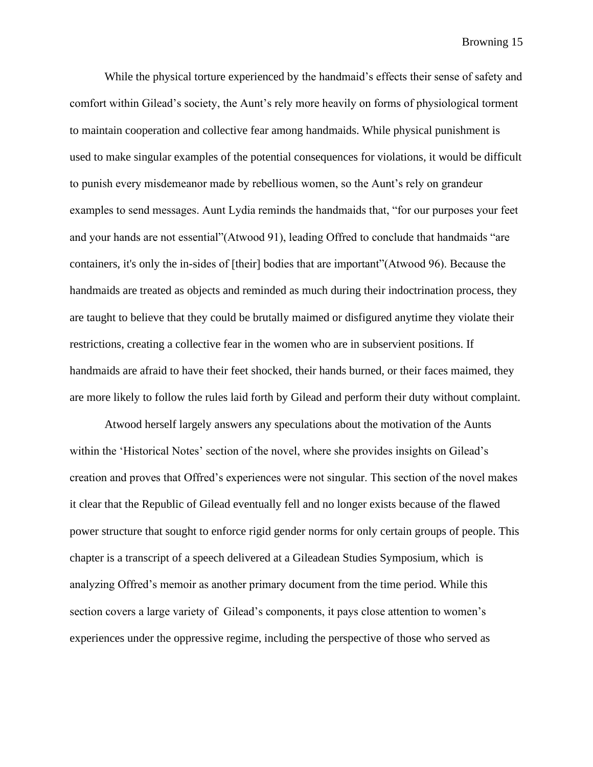While the physical torture experienced by the handmaid's effects their sense of safety and comfort within Gilead's society, the Aunt's rely more heavily on forms of physiological torment to maintain cooperation and collective fear among handmaids. While physical punishment is used to make singular examples of the potential consequences for violations, it would be difficult to punish every misdemeanor made by rebellious women, so the Aunt's rely on grandeur examples to send messages. Aunt Lydia reminds the handmaids that, "for our purposes your feet and your hands are not essential"(Atwood 91), leading Offred to conclude that handmaids "are containers, it's only the in-sides of [their] bodies that are important"(Atwood 96). Because the handmaids are treated as objects and reminded as much during their indoctrination process, they are taught to believe that they could be brutally maimed or disfigured anytime they violate their restrictions, creating a collective fear in the women who are in subservient positions. If handmaids are afraid to have their feet shocked, their hands burned, or their faces maimed, they are more likely to follow the rules laid forth by Gilead and perform their duty without complaint.

Atwood herself largely answers any speculations about the motivation of the Aunts within the 'Historical Notes' section of the novel, where she provides insights on Gilead's creation and proves that Offred's experiences were not singular. This section of the novel makes it clear that the Republic of Gilead eventually fell and no longer exists because of the flawed power structure that sought to enforce rigid gender norms for only certain groups of people. This chapter is a transcript of a speech delivered at a Gileadean Studies Symposium, which is analyzing Offred's memoir as another primary document from the time period. While this section covers a large variety of Gilead's components, it pays close attention to women's experiences under the oppressive regime, including the perspective of those who served as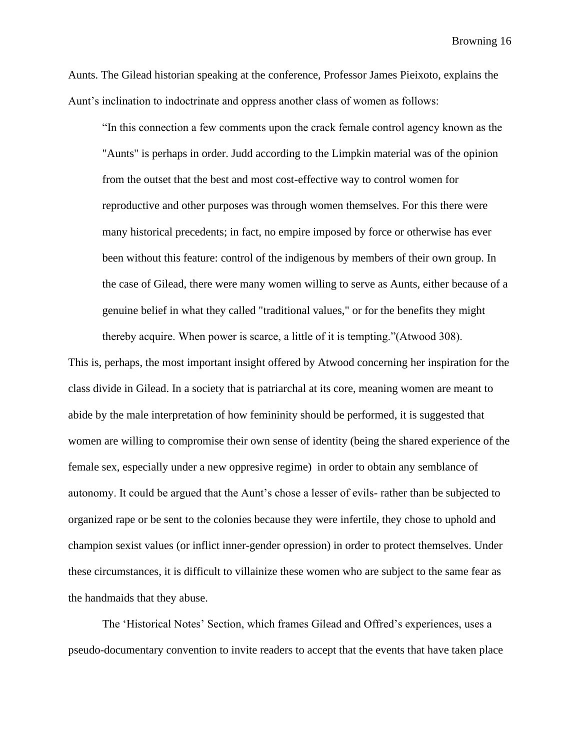Aunts. The Gilead historian speaking at the conference, Professor James Pieixoto, explains the Aunt's inclination to indoctrinate and oppress another class of women as follows:

> "In this connection a few comments upon the crack female control agency known as the "Aunts" is perhaps in order. Judd according to the Limpkin material was of the opinion from the outset that the best and most cost-effective way to control women for reproductive and other purposes was through women themselves. For this there were many historical precedents; in fact, no empire imposed by force or otherwise has ever been without this feature: control of the indigenous by members of their own group. In the case of Gilead, there were many women willing to serve as Aunts, either because of a genuine belief in what they called "traditional values," or for the benefits they might thereby acquire. When power is scarce, a little of it is tempting."(Atwood 308).

This is, perhaps, the most important insight offered by Atwood concerning her inspiration for the class divide in Gilead. In a society that is patriarchal at its core, meaning women are meant to abide by the male interpretation of how femininity should be performed, it is suggested that women are willing to compromise their own sense of identity (being the shared experience of the female sex, especially under a new oppresive regime) in order to obtain any semblance of autonomy. It could be argued that the Aunt's chose a lesser of evils- rather than be subjected to organized rape or be sent to the colonies because they were infertile, they chose to uphold and champion sexist values (or inflict inner-gender opression) in order to protect themselves. Under these circumstances, it is difficult to villainize these women who are subject to the same fear as the handmaids that they abuse.

The 'Historical Notes' Section, which frames Gilead and Offred's experiences, uses a pseudo-documentary convention to invite readers to accept that the events that have taken place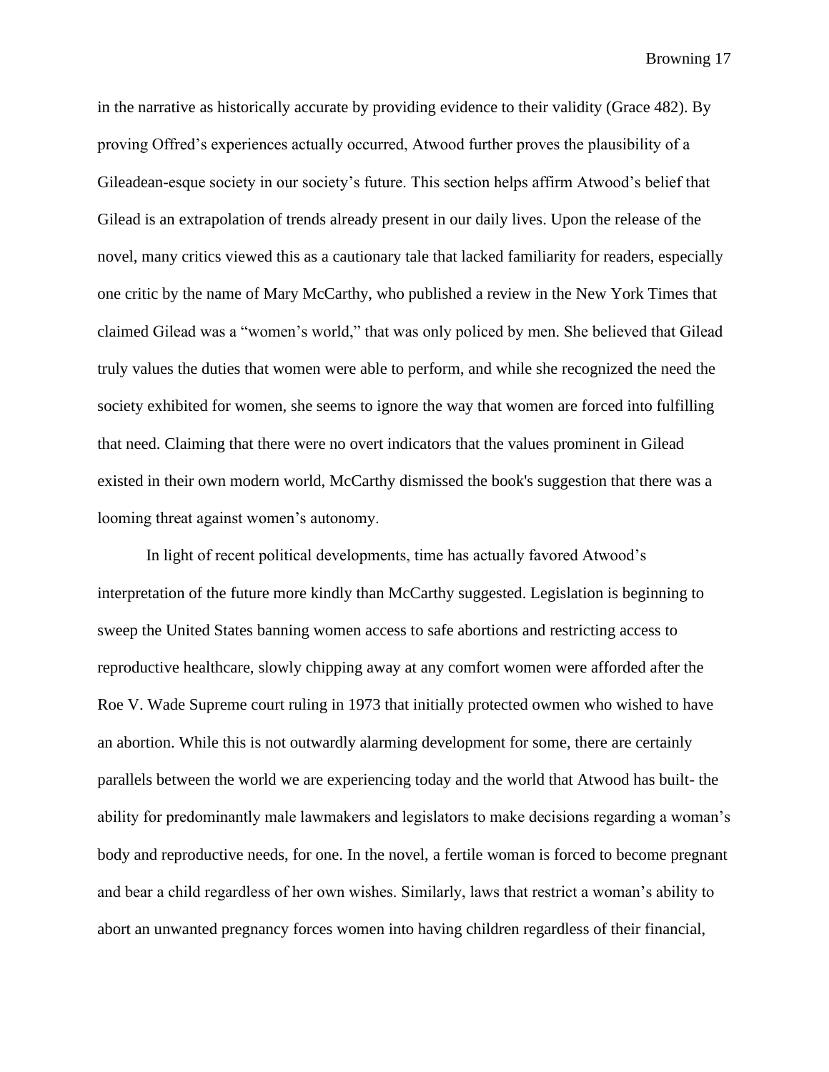in the narrative as historically accurate by providing evidence to their validity (Grace 482). By proving Offred's experiences actually occurred, Atwood further proves the plausibility of a Gileadean-esque society in our society's future. This section helps affirm Atwood's belief that Gilead is an extrapolation of trends already present in our daily lives. Upon the release of the novel, many critics viewed this as a cautionary tale that lacked familiarity for readers, especially one critic by the name of Mary McCarthy, who published a review in the New York Times that claimed Gilead was a "women's world," that was only policed by men. She believed that Gilead truly values the duties that women were able to perform, and while she recognized the need the society exhibited for women, she seems to ignore the way that women are forced into fulfilling that need. Claiming that there were no overt indicators that the values prominent in Gilead existed in their own modern world, McCarthy dismissed the book's suggestion that there was a looming threat against women's autonomy.

In light of recent political developments, time has actually favored Atwood's interpretation of the future more kindly than McCarthy suggested. Legislation is beginning to sweep the United States banning women access to safe abortions and restricting access to reproductive healthcare, slowly chipping away at any comfort women were afforded after the Roe V. Wade Supreme court ruling in 1973 that initially protected owmen who wished to have an abortion. While this is not outwardly alarming development for some, there are certainly parallels between the world we are experiencing today and the world that Atwood has built- the ability for predominantly male lawmakers and legislators to make decisions regarding a woman's body and reproductive needs, for one. In the novel, a fertile woman is forced to become pregnant and bear a child regardless of her own wishes. Similarly, laws that restrict a woman's ability to abort an unwanted pregnancy forces women into having children regardless of their financial,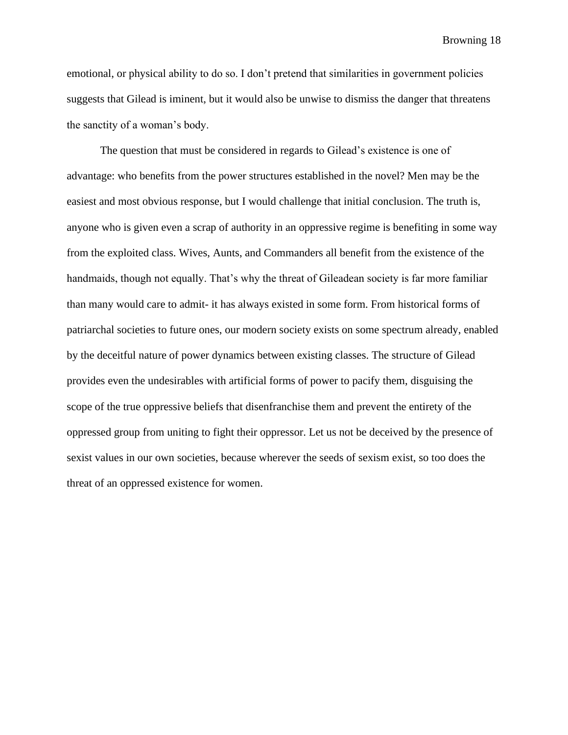emotional, or physical ability to do so. I don't pretend that similarities in government policies suggests that Gilead is iminent, but it would also be unwise to dismiss the danger that threatens the sanctity of a woman's body.

The question that must be considered in regards to Gilead's existence is one of advantage: who benefits from the power structures established in the novel? Men may be the easiest and most obvious response, but I would challenge that initial conclusion. The truth is, anyone who is given even a scrap of authority in an oppressive regime is benefiting in some way from the exploited class. Wives, Aunts, and Commanders all benefit from the existence of the handmaids, though not equally. That's why the threat of Gileadean society is far more familiar than many would care to admit- it has always existed in some form. From historical forms of patriarchal societies to future ones, our modern society exists on some spectrum already, enabled by the deceitful nature of power dynamics between existing classes. The structure of Gilead provides even the undesirables with artificial forms of power to pacify them, disguising the scope of the true oppressive beliefs that disenfranchise them and prevent the entirety of the oppressed group from uniting to fight their oppressor. Let us not be deceived by the presence of sexist values in our own societies, because wherever the seeds of sexism exist, so too does the threat of an oppressed existence for women.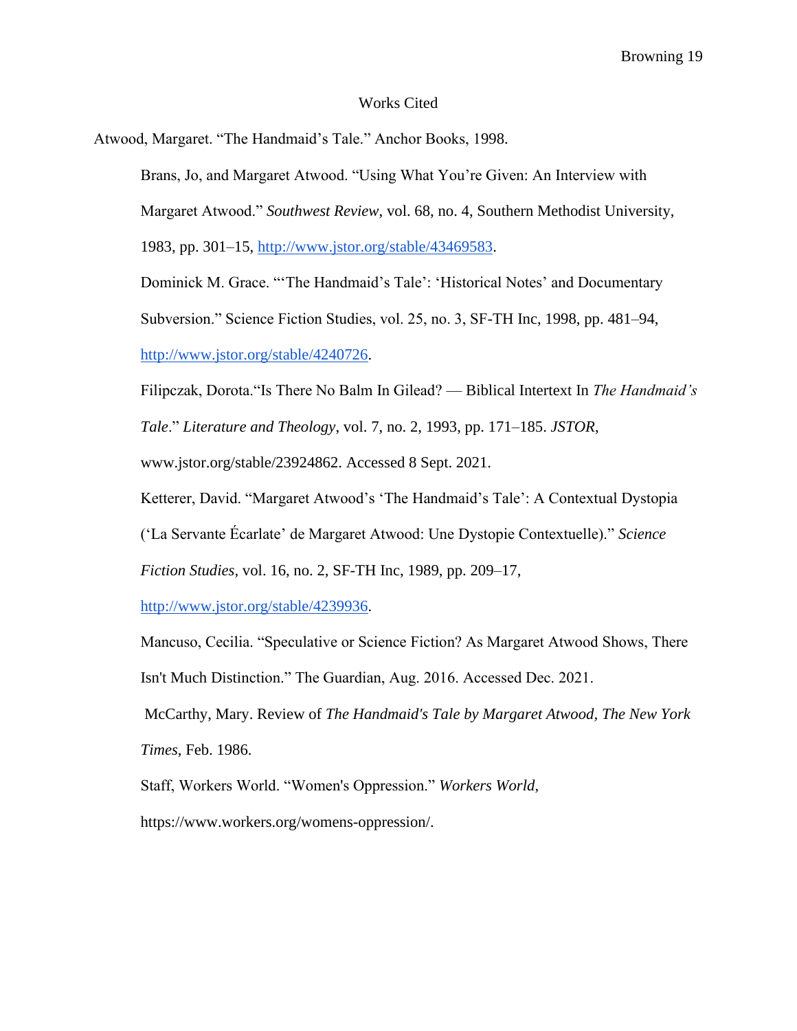# Works Cited

Atwood, Margaret. "The Handmaid's Tale." Anchor Books, 1998.

Brans, Jo, and Margaret Atwood. "Using What You're Given: An Interview with Margaret Atwood." *Southwest Review*, vol. 68, no. 4, Southern Methodist University, 1983, pp. 301–15, http://www.jstor.org/stable/43469583.

Dominick M. Grace. "'The Handmaid's Tale': 'Historical Notes' and Documentary Subversion." Science Fiction Studies, vol. 25, no. 3, SF-TH Inc, 1998, pp. 481–94, http://www.jstor.org/stable/4240726.

Filipczak, Dorota."Is There No Balm In Gilead? — Biblical Intertext In *The Handmaid's Tale*." *Literature and Theology*, vol. 7, no. 2, 1993, pp. 171–185. *JSTOR*, www.jstor.org/stable/23924862. Accessed 8 Sept. 2021.

Ketterer, David. "Margaret Atwood's 'The Handmaid's Tale': A Contextual Dystopia ('La Servante Écarlate' de Margaret Atwood: Une Dystopie Contextuelle)." *Science Fiction Studies*, vol. 16, no. 2, SF-TH Inc, 1989, pp. 209–17, http://www.jstor.org/stable/4239936.

Mancuso, Cecilia. "Speculative or Science Fiction? As Margaret Atwood Shows, There Isn't Much Distinction." The Guardian, Aug. 2016. Accessed Dec. 2021.

McCarthy, Mary. Review of *The Handmaid's Tale by Margaret Atwood*, *The New York Times*, Feb. 1986.

Staff, Workers World. "Women's Oppression." *Workers World*, https://www.workers.org/womens-oppression/.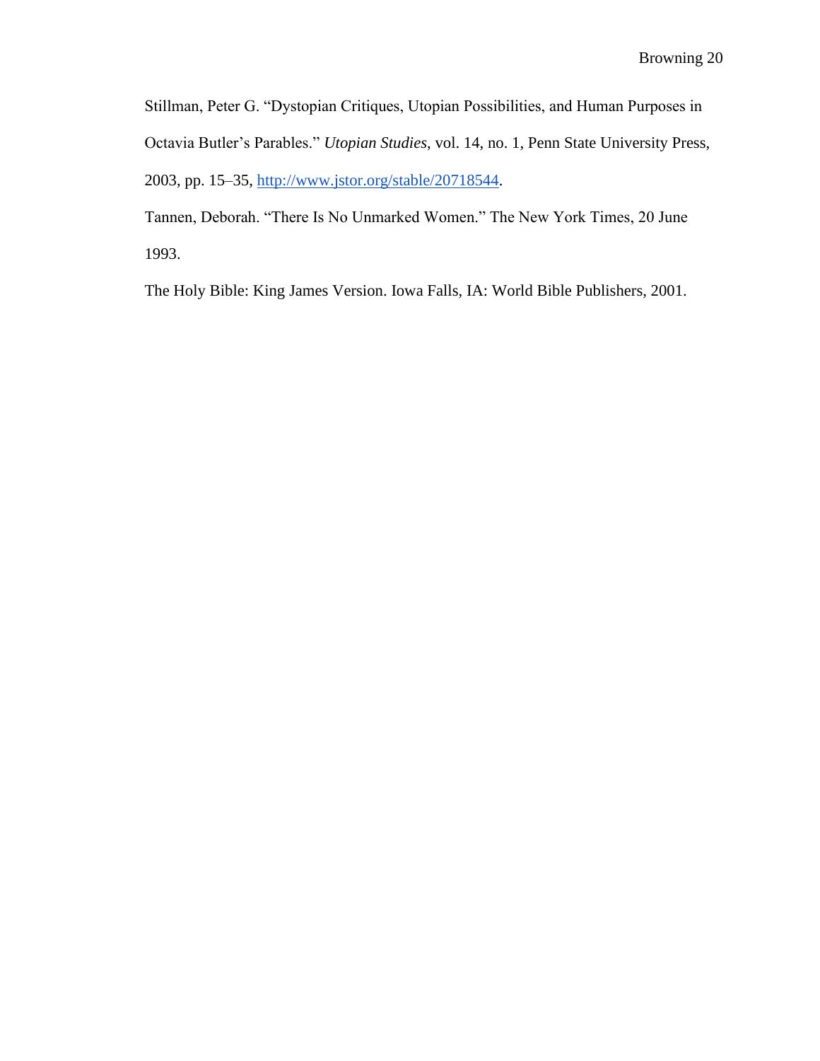Stillman, Peter G. "Dystopian Critiques, Utopian Possibilities, and Human Purposes in Octavia Butler's Parables." *Utopian Studies*, vol. 14, no. 1, Penn State University Press, 2003, pp. 15–35, http://www.jstor.org/stable/20718544.

Tannen, Deborah. "There Is No Unmarked Women." The New York Times, 20 June 1993.

The Holy Bible: King James Version. Iowa Falls, IA: World Bible Publishers, 2001.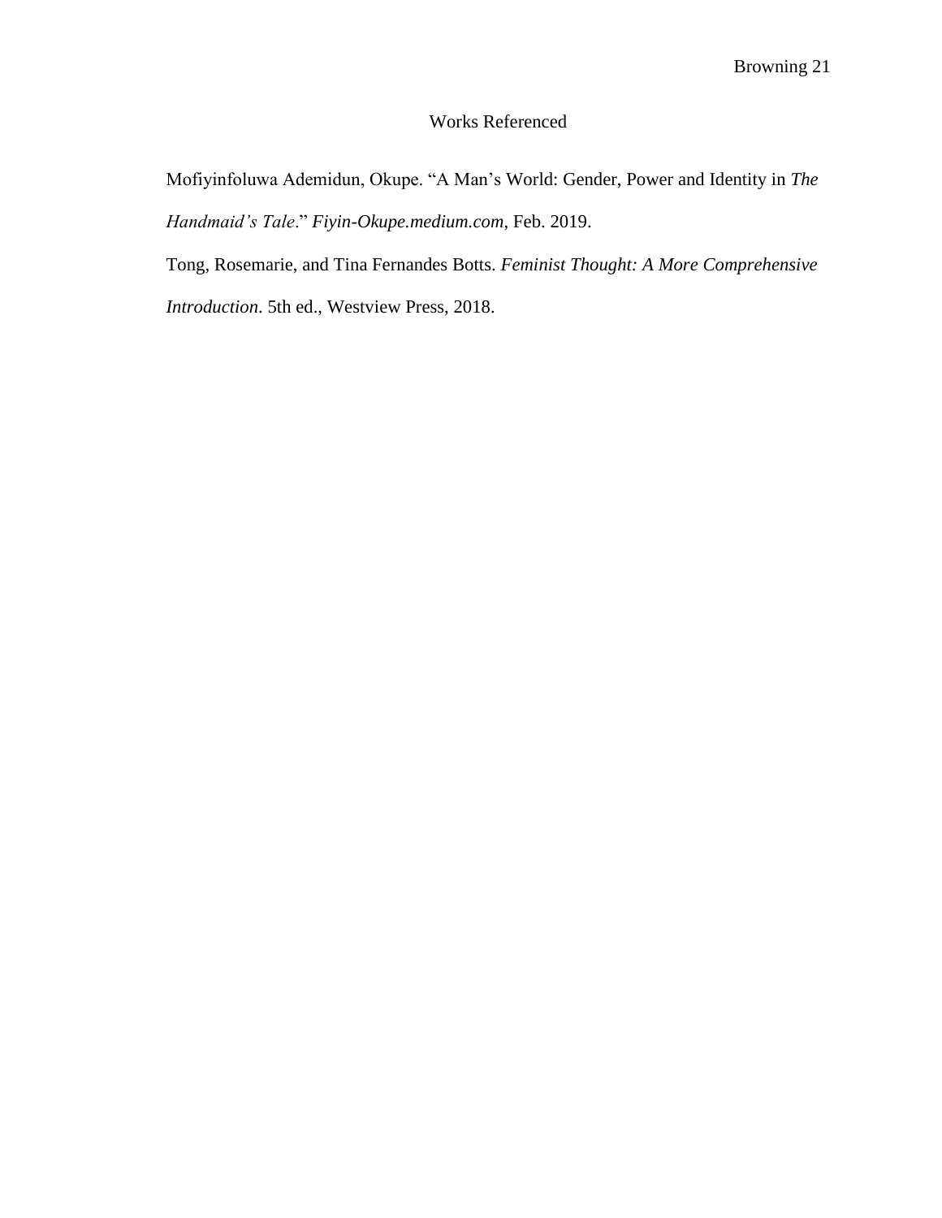# Works Referenced

Mofiyinfoluwa Ademidun, Okupe. "A Man's World: Gender, Power and Identity in *The Handmaid's Tale*." *Fiyin-Okupe.medium.com*, Feb. 2019.

Tong, Rosemarie, and Tina Fernandes Botts. *Feminist Thought: A More Comprehensive Introduction*. 5th ed., Westview Press, 2018.